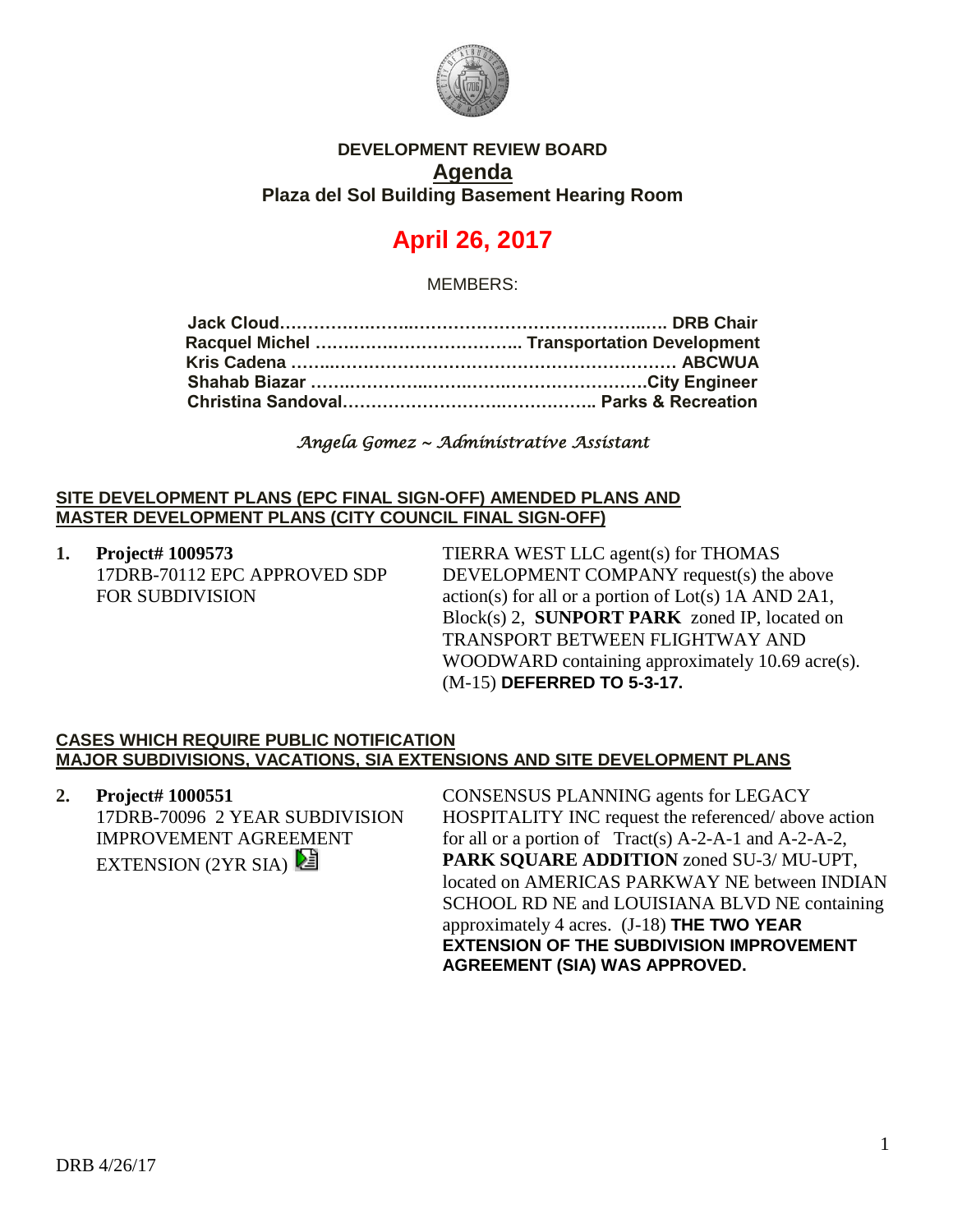**DEVELOPMENT REVIEW BOARD**

**Agenda**

**Plaza del Sol Building Basement Hearing Room**

# April 26, 2017

MEMBERS:

**Jack Cloud……………………………………………………………. DRB Chair**
**Racquel Michel ……………………………….. Transportation Development**
**Kris Cadena …………………………………………………………… ABCWUA**
**Shahab Biazar …………………………………………………….City Engineer**
**Christina Sandoval……………………………………….. Parks & Recreation**

*Angela Gomez ~ Administrative Assistant*

**SITE DEVELOPMENT PLANS (EPC FINAL SIGN-OFF) AMENDED PLANS AND MASTER DEVELOPMENT PLANS (CITY COUNCIL FINAL SIGN-OFF)**

1. **Project# 1009573**
   17DRB-70112 EPC APPROVED SDP FOR SUBDIVISION

   TIERRA WEST LLC agent(s) for THOMAS DEVELOPMENT COMPANY request(s) the above action(s) for all or a portion of Lot(s) 1A AND 2A1, Block(s) 2, **SUNPORT PARK** zoned IP, located on TRANSPORT BETWEEN FLIGHTWAY AND WOODWARD containing approximately 10.69 acre(s). (M-15) **DEFERRED TO 5-3-17.**

**CASES WHICH REQUIRE PUBLIC NOTIFICATION MAJOR SUBDIVISIONS, VACATIONS, SIA EXTENSIONS AND SITE DEVELOPMENT PLANS**

2. **Project# 1000551**
   17DRB-70096 2 YEAR SUBDIVISION IMPROVEMENT AGREEMENT EXTENSION (2YR SIA)

   CONSENSUS PLANNING agents for LEGACY HOSPITALITY INC request the referenced/ above action for all or a portion of Tract(s) A-2-A-1 and A-2-A-2, **PARK SQUARE ADDITION** zoned SU-3/ MU-UPT, located on AMERICAS PARKWAY NE between INDIAN SCHOOL RD NE and LOUISIANA BLVD NE containing approximately 4 acres. (J-18) **THE TWO YEAR EXTENSION OF THE SUBDIVISION IMPROVEMENT AGREEMENT (SIA) WAS APPROVED.**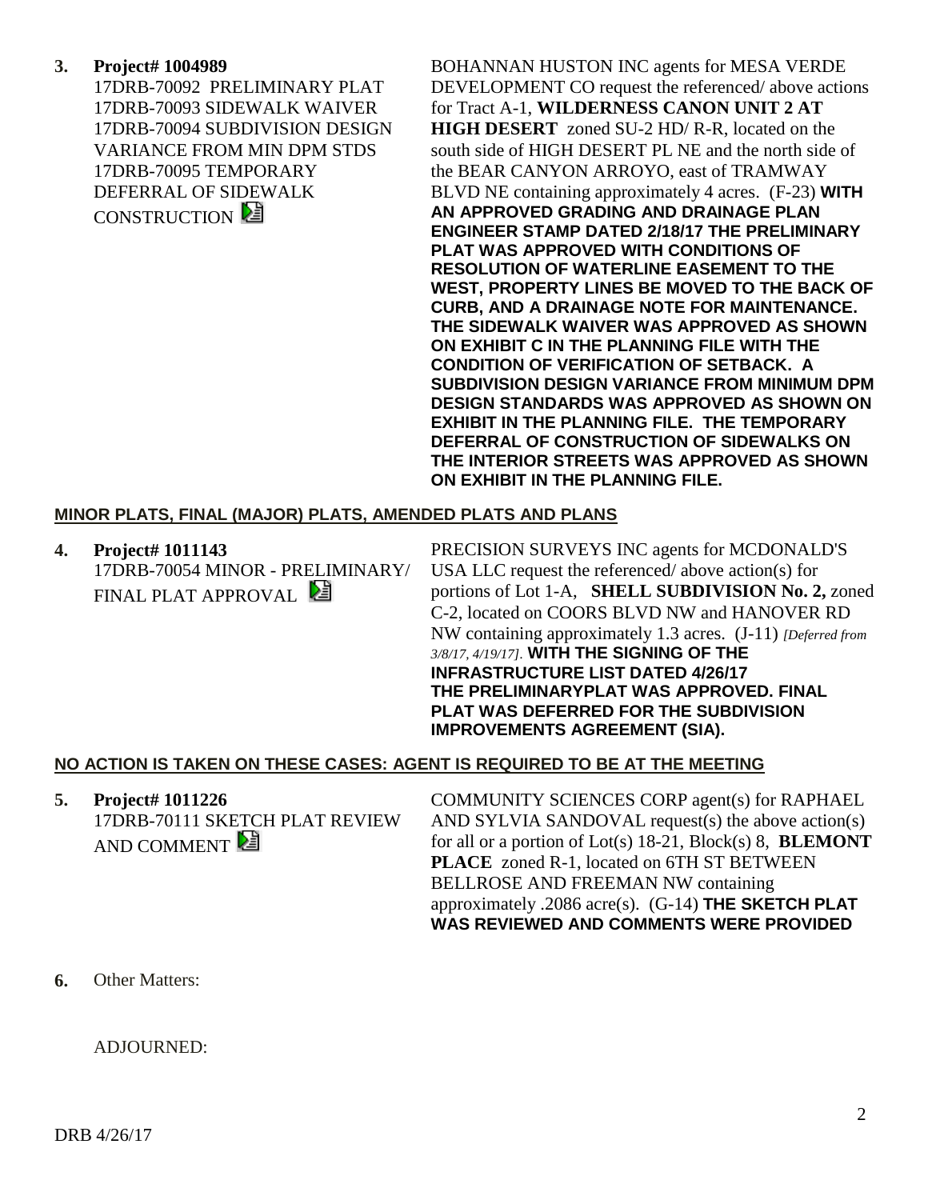**3. Project# 1004989**
17DRB-70092 PRELIMINARY PLAT
17DRB-70093 SIDEWALK WAIVER
17DRB-70094 SUBDIVISION DESIGN VARIANCE FROM MIN DPM STDS
17DRB-70095 TEMPORARY DEFERRAL OF SIDEWALK CONSTRUCTION

BOHANNAN HUSTON INC agents for MESA VERDE DEVELOPMENT CO request the referenced/ above actions for Tract A-1, **WILDERNESS CANON UNIT 2 AT HIGH DESERT** zoned SU-2 HD/ R-R, located on the south side of HIGH DESERT PL NE and the north side of the BEAR CANYON ARROYO, east of TRAMWAY BLVD NE containing approximately 4 acres. (F-23) **WITH AN APPROVED GRADING AND DRAINAGE PLAN ENGINEER STAMP DATED 2/18/17 THE PRELIMINARY PLAT WAS APPROVED WITH CONDITIONS OF RESOLUTION OF WATERLINE EASEMENT TO THE WEST, PROPERTY LINES BE MOVED TO THE BACK OF CURB, AND A DRAINAGE NOTE FOR MAINTENANCE. THE SIDEWALK WAIVER WAS APPROVED AS SHOWN ON EXHIBIT C IN THE PLANNING FILE WITH THE CONDITION OF VERIFICATION OF SETBACK. A SUBDIVISION DESIGN VARIANCE FROM MINIMUM DPM DESIGN STANDARDS WAS APPROVED AS SHOWN ON EXHIBIT IN THE PLANNING FILE. THE TEMPORARY DEFERRAL OF CONSTRUCTION OF SIDEWALKS ON THE INTERIOR STREETS WAS APPROVED AS SHOWN ON EXHIBIT IN THE PLANNING FILE.**

## MINOR PLATS, FINAL (MAJOR) PLATS, AMENDED PLATS AND PLANS

**4. Project# 1011143**
17DRB-70054 MINOR - PRELIMINARY/ FINAL PLAT APPROVAL

PRECISION SURVEYS INC agents for MCDONALD'S USA LLC request the referenced/ above action(s) for portions of Lot 1-A, **SHELL SUBDIVISION No. 2,** zoned C-2, located on COORS BLVD NW and HANOVER RD NW containing approximately 1.3 acres. (J-11) *[Deferred from 3/8/17, 4/19/17]*. **WITH THE SIGNING OF THE INFRASTRUCTURE LIST DATED 4/26/17 THE PRELIMINARYPLAT WAS APPROVED. FINAL PLAT WAS DEFERRED FOR THE SUBDIVISION IMPROVEMENTS AGREEMENT (SIA).**

## NO ACTION IS TAKEN ON THESE CASES: AGENT IS REQUIRED TO BE AT THE MEETING

**5. Project# 1011226**
17DRB-70111 SKETCH PLAT REVIEW AND COMMENT

COMMUNITY SCIENCES CORP agent(s) for RAPHAEL AND SYLVIA SANDOVAL request(s) the above action(s) for all or a portion of Lot(s) 18-21, Block(s) 8, **BLEMONT PLACE** zoned R-1, located on 6TH ST BETWEEN BELLROSE AND FREEMAN NW containing approximately .2086 acre(s). (G-14) **THE SKETCH PLAT WAS REVIEWED AND COMMENTS WERE PROVIDED**

**6.** Other Matters:

ADJOURNED:

DRB 4/26/17